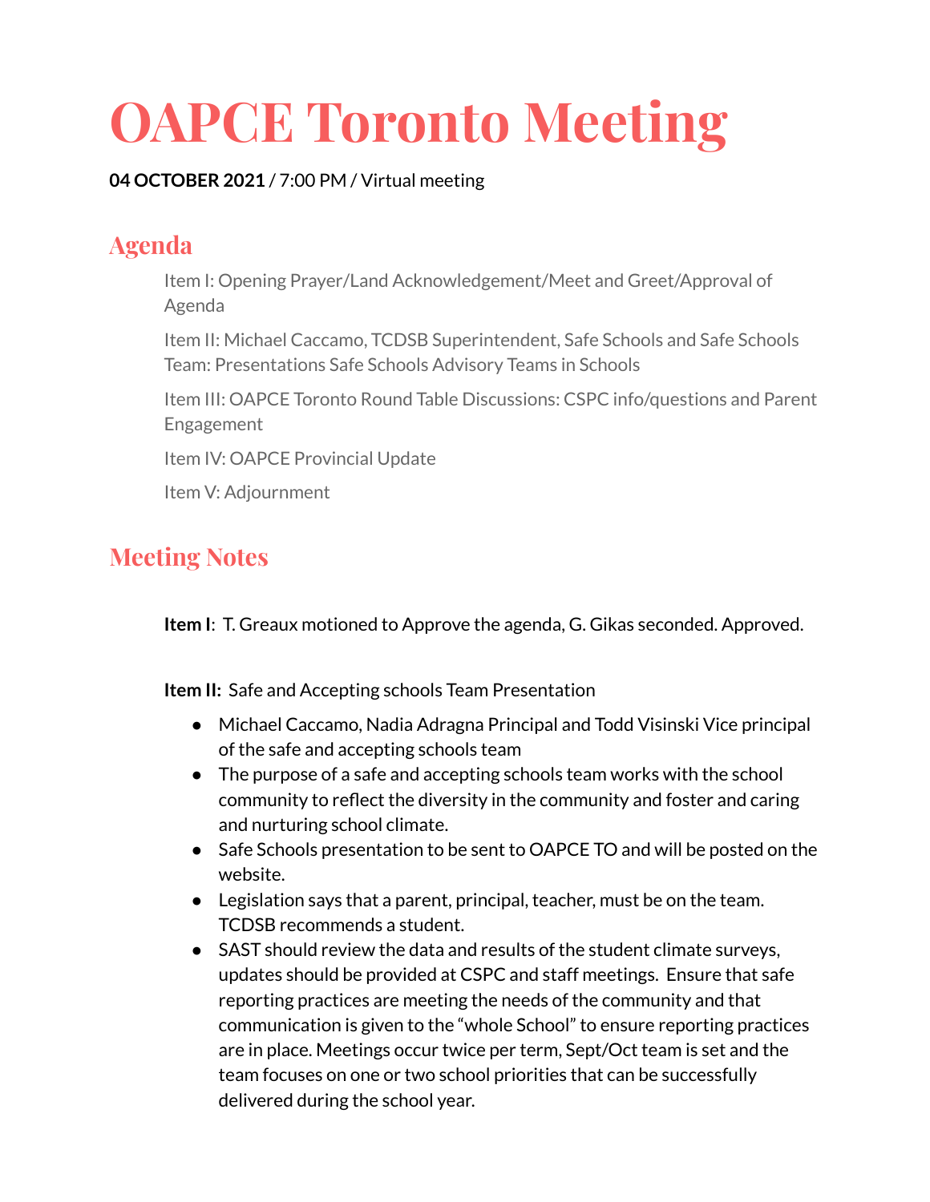# OAPCE Toronto Meeting

**04 OCTOBER 2021** / 7:00 PM / Virtual meeting

## Agenda

Item I: Opening Prayer/Land Acknowledgement/Meet and Greet/Approval of Agenda

Item II: Michael Caccamo, TCDSB Superintendent, Safe Schools and Safe Schools Team: Presentations Safe Schools Advisory Teams in Schools

Item III: OAPCE Toronto Round Table Discussions: CSPC info/questions and Parent Engagement

Item IV: OAPCE Provincial Update

Item V: Adjournment

## Meeting Notes

**Item I**: T. Greaux motioned to Approve the agenda, G. Gikas seconded. Approved.

**Item II:** Safe and Accepting schools Team Presentation

- Michael Caccamo, Nadia Adragna Principal and Todd Visinski Vice principal of the safe and accepting schools team
- The purpose of a safe and accepting schools team works with the school community to reflect the diversity in the community and foster and caring and nurturing school climate.
- Safe Schools presentation to be sent to OAPCE TO and will be posted on the website.
- Legislation says that a parent, principal, teacher, must be on the team. TCDSB recommends a student.
- SAST should review the data and results of the student climate surveys, updates should be provided at CSPC and staff meetings. Ensure that safe reporting practices are meeting the needs of the community and that communication is given to the "whole School" to ensure reporting practices are in place. Meetings occur twice per term, Sept/Oct team is set and the team focuses on one or two school priorities that can be successfully delivered during the school year.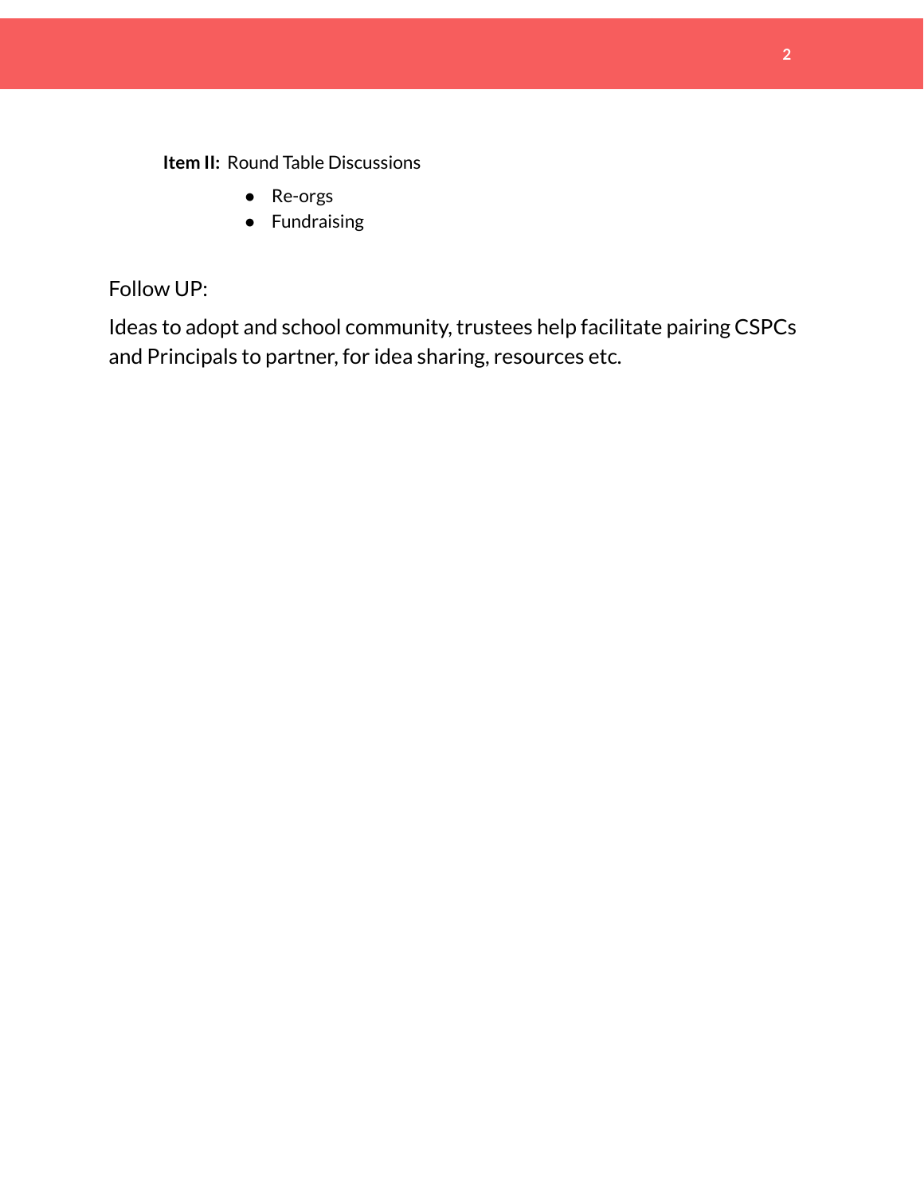**Item II:** Round Table Discussions

- Re-orgs
- Fundraising

Follow UP:

Ideas to adopt and school community, trustees help facilitate pairing CSPCs and Principals to partner, for idea sharing, resources etc.